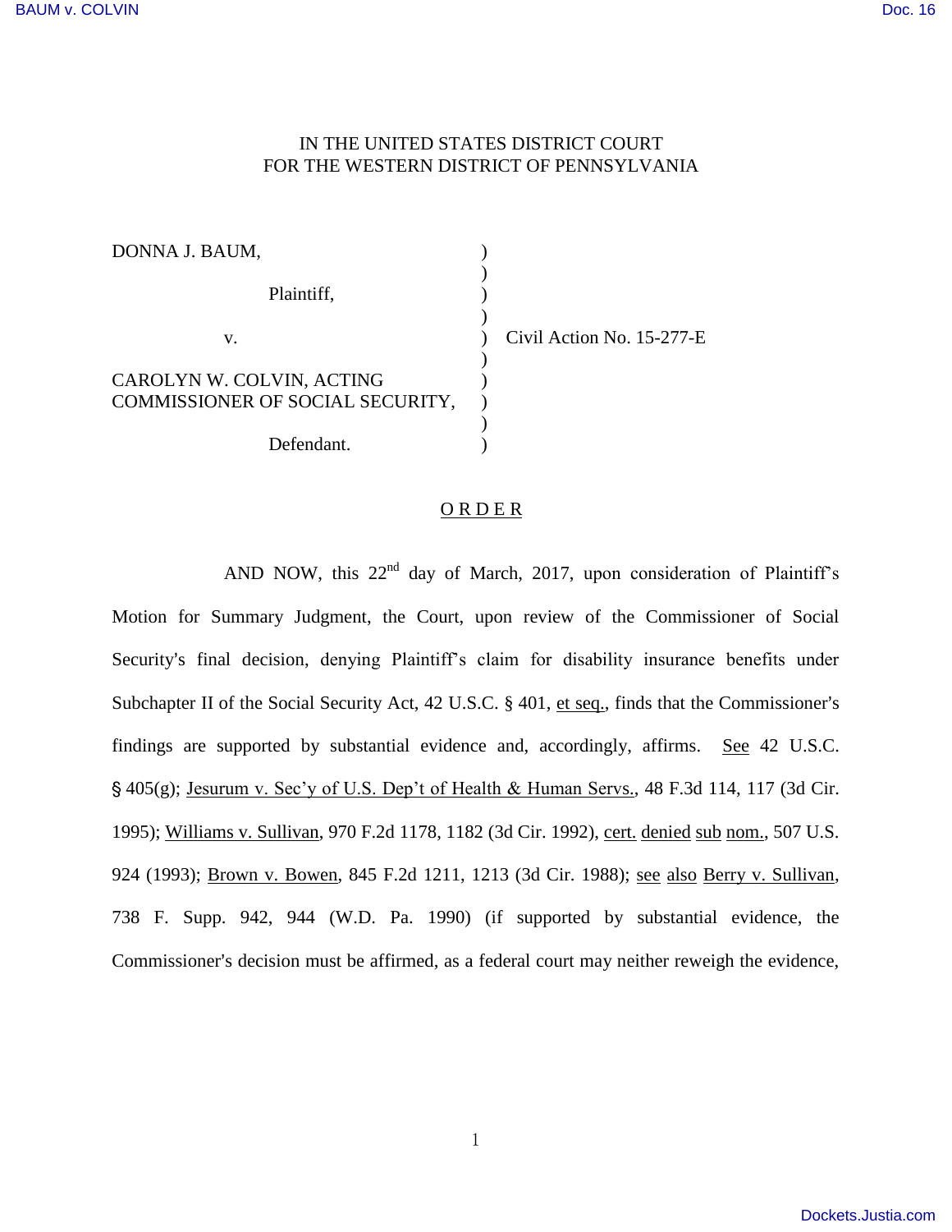IN THE UNITED STATES DISTRICT COURT
FOR THE WESTERN DISTRICT OF PENNSYLVANIA

| | | |
|---|---|---|
| DONNA J. BAUM, | ) | |
| Plaintiff, | ) | |
| v. | ) | Civil Action No. 15-277-E |
| CAROLYN W. COLVIN, ACTING COMMISSIONER OF SOCIAL SECURITY, | ) | |
| Defendant. | ) | |

## O R D E R

AND NOW, this 22nd day of March, 2017, upon consideration of Plaintiff's Motion for Summary Judgment, the Court, upon review of the Commissioner of Social Security's final decision, denying Plaintiff's claim for disability insurance benefits under Subchapter II of the Social Security Act, 42 U.S.C. § 401, et seq., finds that the Commissioner's findings are supported by substantial evidence and, accordingly, affirms. See 42 U.S.C. § 405(g); Jesurum v. Sec'y of U.S. Dep't of Health & Human Servs., 48 F.3d 114, 117 (3d Cir. 1995); Williams v. Sullivan, 970 F.2d 1178, 1182 (3d Cir. 1992), cert. denied sub nom., 507 U.S. 924 (1993); Brown v. Bowen, 845 F.2d 1211, 1213 (3d Cir. 1988); see also Berry v. Sullivan, 738 F. Supp. 942, 944 (W.D. Pa. 1990) (if supported by substantial evidence, the Commissioner's decision must be affirmed, as a federal court may neither reweigh the evidence,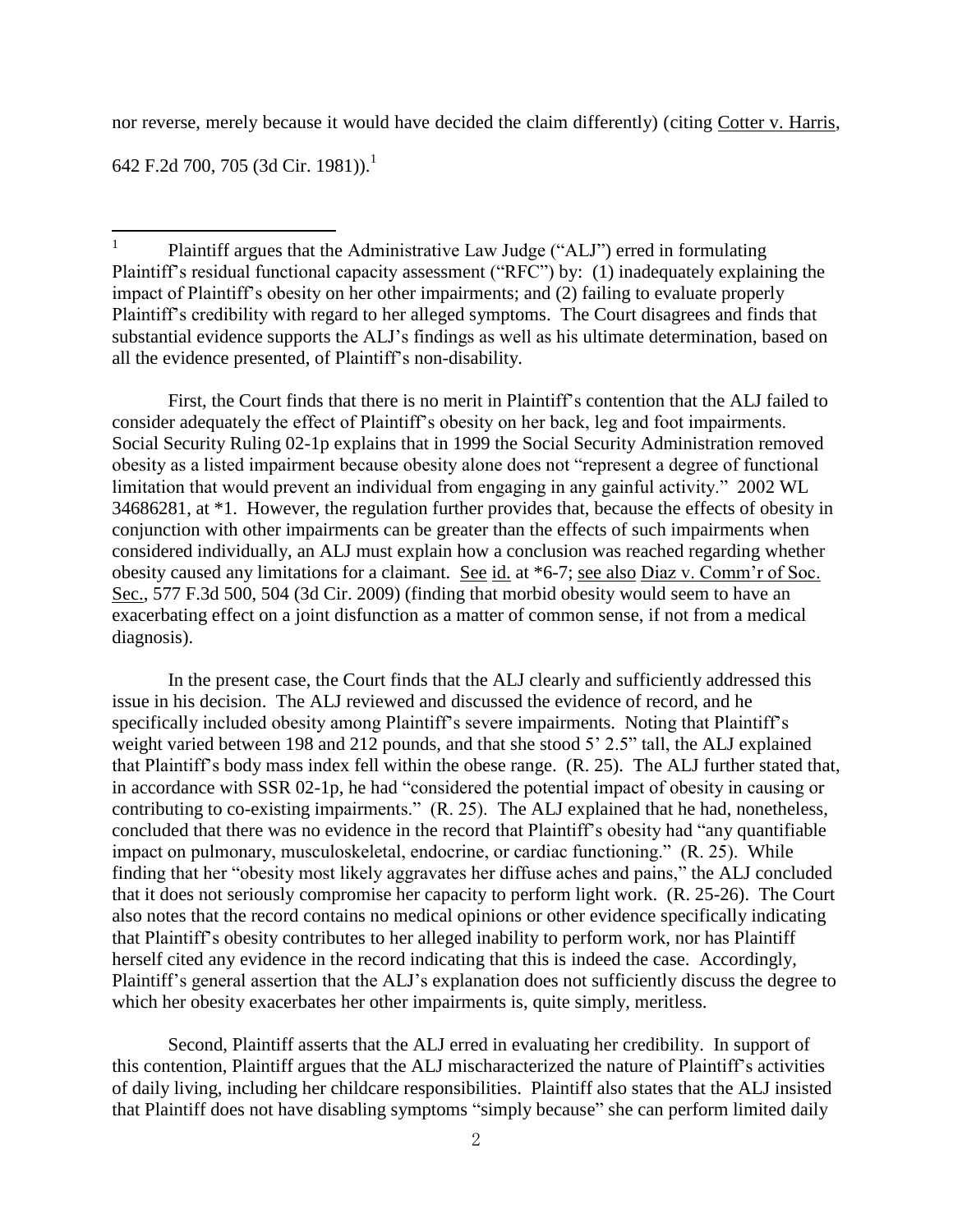nor reverse, merely because it would have decided the claim differently) (citing Cotter v. Harris, 642 F.2d 700, 705 (3d Cir. 1981)).[1]

---

[1] Plaintiff argues that the Administrative Law Judge ("ALJ") erred in formulating Plaintiff's residual functional capacity assessment ("RFC") by: (1) inadequately explaining the impact of Plaintiff's obesity on her other impairments; and (2) failing to evaluate properly Plaintiff's credibility with regard to her alleged symptoms. The Court disagrees and finds that substantial evidence supports the ALJ's findings as well as his ultimate determination, based on all the evidence presented, of Plaintiff's non-disability.

First, the Court finds that there is no merit in Plaintiff's contention that the ALJ failed to consider adequately the effect of Plaintiff's obesity on her back, leg and foot impairments. Social Security Ruling 02-1p explains that in 1999 the Social Security Administration removed obesity as a listed impairment because obesity alone does not "represent a degree of functional limitation that would prevent an individual from engaging in any gainful activity." 2002 WL 34686281, at *1. However, the regulation further provides that, because the effects of obesity in conjunction with other impairments can be greater than the effects of such impairments when considered individually, an ALJ must explain how a conclusion was reached regarding whether obesity caused any limitations for a claimant. See id. at *6-7; see also Diaz v. Comm'r of Soc. Sec., 577 F.3d 500, 504 (3d Cir. 2009) (finding that morbid obesity would seem to have an exacerbating effect on a joint disfunction as a matter of common sense, if not from a medical diagnosis).

In the present case, the Court finds that the ALJ clearly and sufficiently addressed this issue in his decision. The ALJ reviewed and discussed the evidence of record, and he specifically included obesity among Plaintiff's severe impairments. Noting that Plaintiff's weight varied between 198 and 212 pounds, and that she stood 5' 2.5" tall, the ALJ explained that Plaintiff's body mass index fell within the obese range. (R. 25). The ALJ further stated that, in accordance with SSR 02-1p, he had "considered the potential impact of obesity in causing or contributing to co-existing impairments." (R. 25). The ALJ explained that he had, nonetheless, concluded that there was no evidence in the record that Plaintiff's obesity had "any quantifiable impact on pulmonary, musculoskeletal, endocrine, or cardiac functioning." (R. 25). While finding that her "obesity most likely aggravates her diffuse aches and pains," the ALJ concluded that it does not seriously compromise her capacity to perform light work. (R. 25-26). The Court also notes that the record contains no medical opinions or other evidence specifically indicating that Plaintiff's obesity contributes to her alleged inability to perform work, nor has Plaintiff herself cited any evidence in the record indicating that this is indeed the case. Accordingly, Plaintiff's general assertion that the ALJ's explanation does not sufficiently discuss the degree to which her obesity exacerbates her other impairments is, quite simply, meritless.

Second, Plaintiff asserts that the ALJ erred in evaluating her credibility. In support of this contention, Plaintiff argues that the ALJ mischaracterized the nature of Plaintiff's activities of daily living, including her childcare responsibilities. Plaintiff also states that the ALJ insisted that Plaintiff does not have disabling symptoms "simply because" she can perform limited daily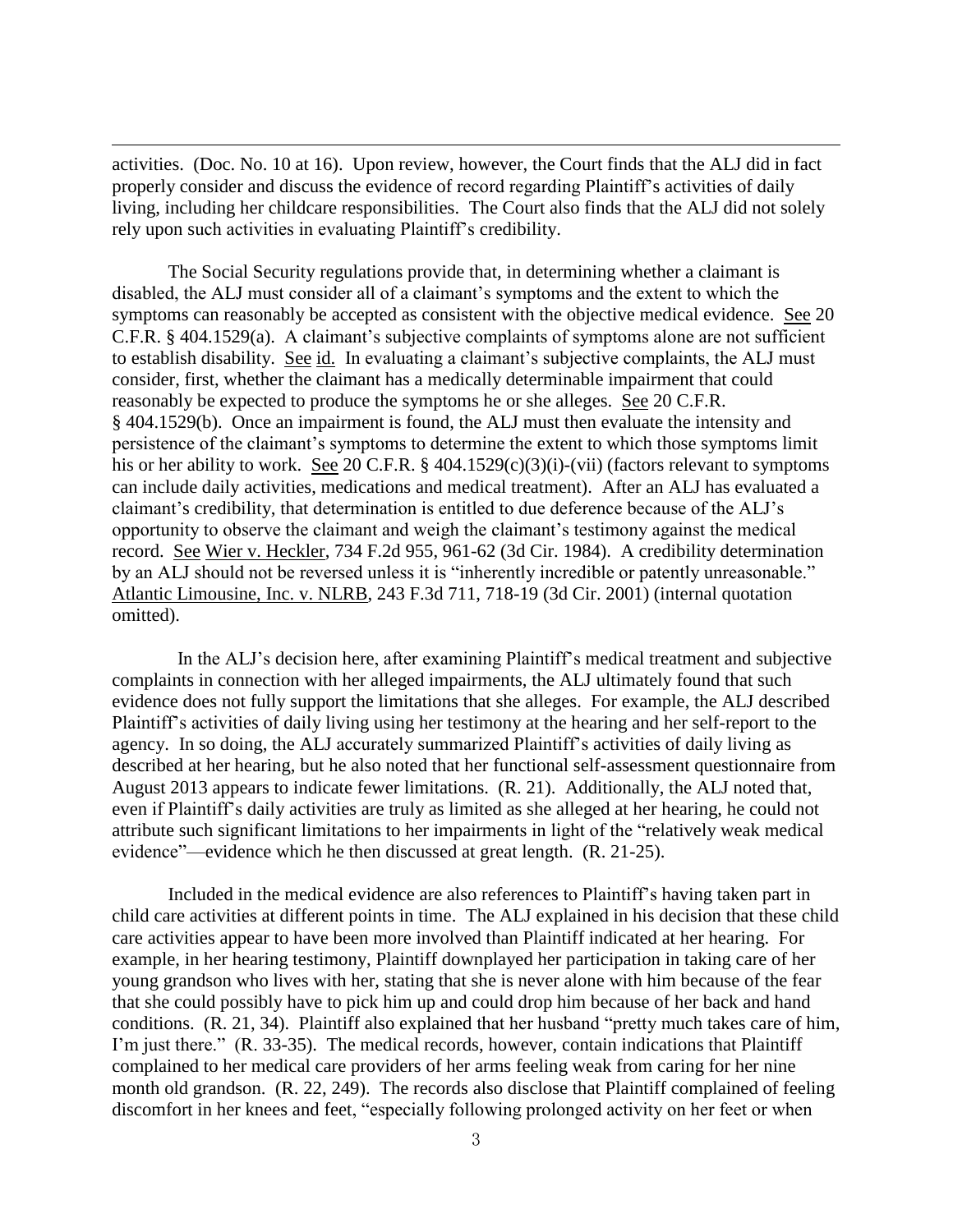activities. (Doc. No. 10 at 16). Upon review, however, the Court finds that the ALJ did in fact properly consider and discuss the evidence of record regarding Plaintiff's activities of daily living, including her childcare responsibilities. The Court also finds that the ALJ did not solely rely upon such activities in evaluating Plaintiff's credibility.

The Social Security regulations provide that, in determining whether a claimant is disabled, the ALJ must consider all of a claimant's symptoms and the extent to which the symptoms can reasonably be accepted as consistent with the objective medical evidence. See 20 C.F.R. § 404.1529(a). A claimant's subjective complaints of symptoms alone are not sufficient to establish disability. See id. In evaluating a claimant's subjective complaints, the ALJ must consider, first, whether the claimant has a medically determinable impairment that could reasonably be expected to produce the symptoms he or she alleges. See 20 C.F.R. § 404.1529(b). Once an impairment is found, the ALJ must then evaluate the intensity and persistence of the claimant's symptoms to determine the extent to which those symptoms limit his or her ability to work. See 20 C.F.R. § 404.1529(c)(3)(i)-(vii) (factors relevant to symptoms can include daily activities, medications and medical treatment). After an ALJ has evaluated a claimant's credibility, that determination is entitled to due deference because of the ALJ's opportunity to observe the claimant and weigh the claimant's testimony against the medical record. See Wier v. Heckler, 734 F.2d 955, 961-62 (3d Cir. 1984). A credibility determination by an ALJ should not be reversed unless it is "inherently incredible or patently unreasonable." Atlantic Limousine, Inc. v. NLRB, 243 F.3d 711, 718-19 (3d Cir. 2001) (internal quotation omitted).

In the ALJ's decision here, after examining Plaintiff's medical treatment and subjective complaints in connection with her alleged impairments, the ALJ ultimately found that such evidence does not fully support the limitations that she alleges. For example, the ALJ described Plaintiff's activities of daily living using her testimony at the hearing and her self-report to the agency. In so doing, the ALJ accurately summarized Plaintiff's activities of daily living as described at her hearing, but he also noted that her functional self-assessment questionnaire from August 2013 appears to indicate fewer limitations. (R. 21). Additionally, the ALJ noted that, even if Plaintiff's daily activities are truly as limited as she alleged at her hearing, he could not attribute such significant limitations to her impairments in light of the "relatively weak medical evidence"—evidence which he then discussed at great length. (R. 21-25).

Included in the medical evidence are also references to Plaintiff's having taken part in child care activities at different points in time. The ALJ explained in his decision that these child care activities appear to have been more involved than Plaintiff indicated at her hearing. For example, in her hearing testimony, Plaintiff downplayed her participation in taking care of her young grandson who lives with her, stating that she is never alone with him because of the fear that she could possibly have to pick him up and could drop him because of her back and hand conditions. (R. 21, 34). Plaintiff also explained that her husband "pretty much takes care of him, I'm just there." (R. 33-35). The medical records, however, contain indications that Plaintiff complained to her medical care providers of her arms feeling weak from caring for her nine month old grandson. (R. 22, 249). The records also disclose that Plaintiff complained of feeling discomfort in her knees and feet, "especially following prolonged activity on her feet or when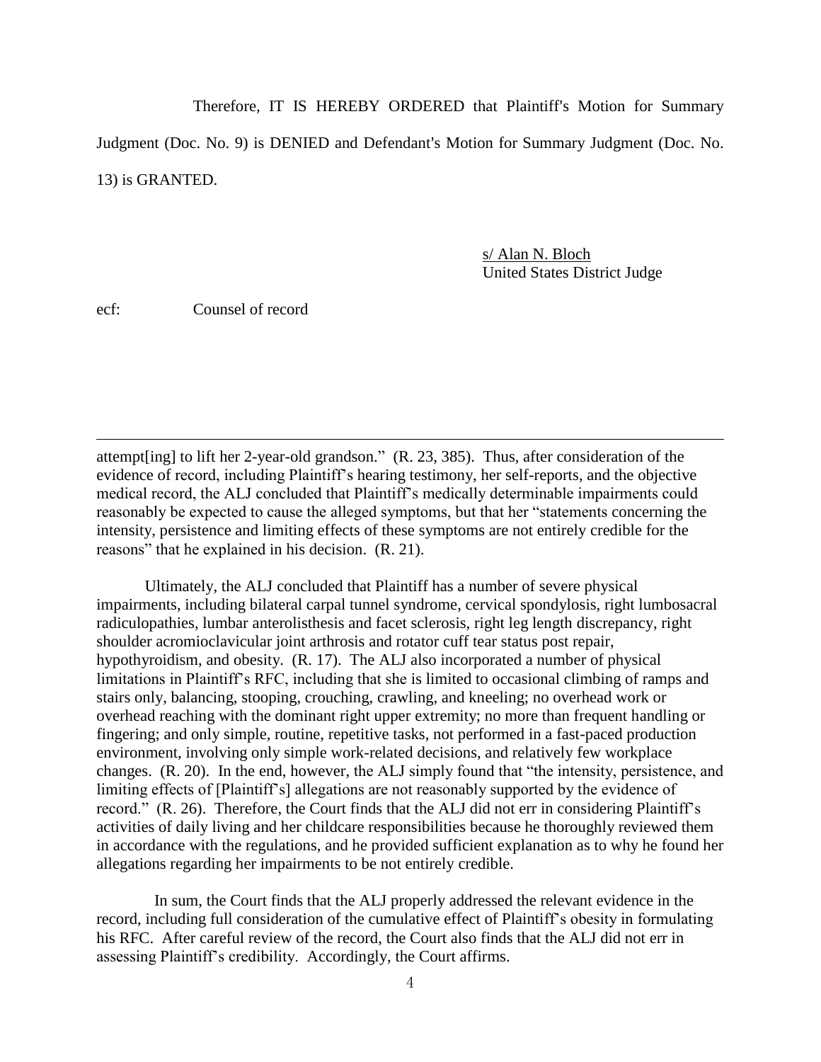Therefore, IT IS HEREBY ORDERED that Plaintiff's Motion for Summary Judgment (Doc. No. 9) is DENIED and Defendant's Motion for Summary Judgment (Doc. No. 13) is GRANTED.

s/ Alan N. Bloch
United States District Judge

ecf: Counsel of record

---

attempt[ing] to lift her 2-year-old grandson." (R. 23, 385). Thus, after consideration of the evidence of record, including Plaintiff's hearing testimony, her self-reports, and the objective medical record, the ALJ concluded that Plaintiff's medically determinable impairments could reasonably be expected to cause the alleged symptoms, but that her "statements concerning the intensity, persistence and limiting effects of these symptoms are not entirely credible for the reasons" that he explained in his decision. (R. 21).

Ultimately, the ALJ concluded that Plaintiff has a number of severe physical impairments, including bilateral carpal tunnel syndrome, cervical spondylosis, right lumbosacral radiculopathies, lumbar anterolisthesis and facet sclerosis, right leg length discrepancy, right shoulder acromioclavicular joint arthrosis and rotator cuff tear status post repair, hypothyroidism, and obesity. (R. 17). The ALJ also incorporated a number of physical limitations in Plaintiff's RFC, including that she is limited to occasional climbing of ramps and stairs only, balancing, stooping, crouching, crawling, and kneeling; no overhead work or overhead reaching with the dominant right upper extremity; no more than frequent handling or fingering; and only simple, routine, repetitive tasks, not performed in a fast-paced production environment, involving only simple work-related decisions, and relatively few workplace changes. (R. 20). In the end, however, the ALJ simply found that "the intensity, persistence, and limiting effects of [Plaintiff's] allegations are not reasonably supported by the evidence of record." (R. 26). Therefore, the Court finds that the ALJ did not err in considering Plaintiff's activities of daily living and her childcare responsibilities because he thoroughly reviewed them in accordance with the regulations, and he provided sufficient explanation as to why he found her allegations regarding her impairments to be not entirely credible.

In sum, the Court finds that the ALJ properly addressed the relevant evidence in the record, including full consideration of the cumulative effect of Plaintiff's obesity in formulating his RFC. After careful review of the record, the Court also finds that the ALJ did not err in assessing Plaintiff's credibility. Accordingly, the Court affirms.